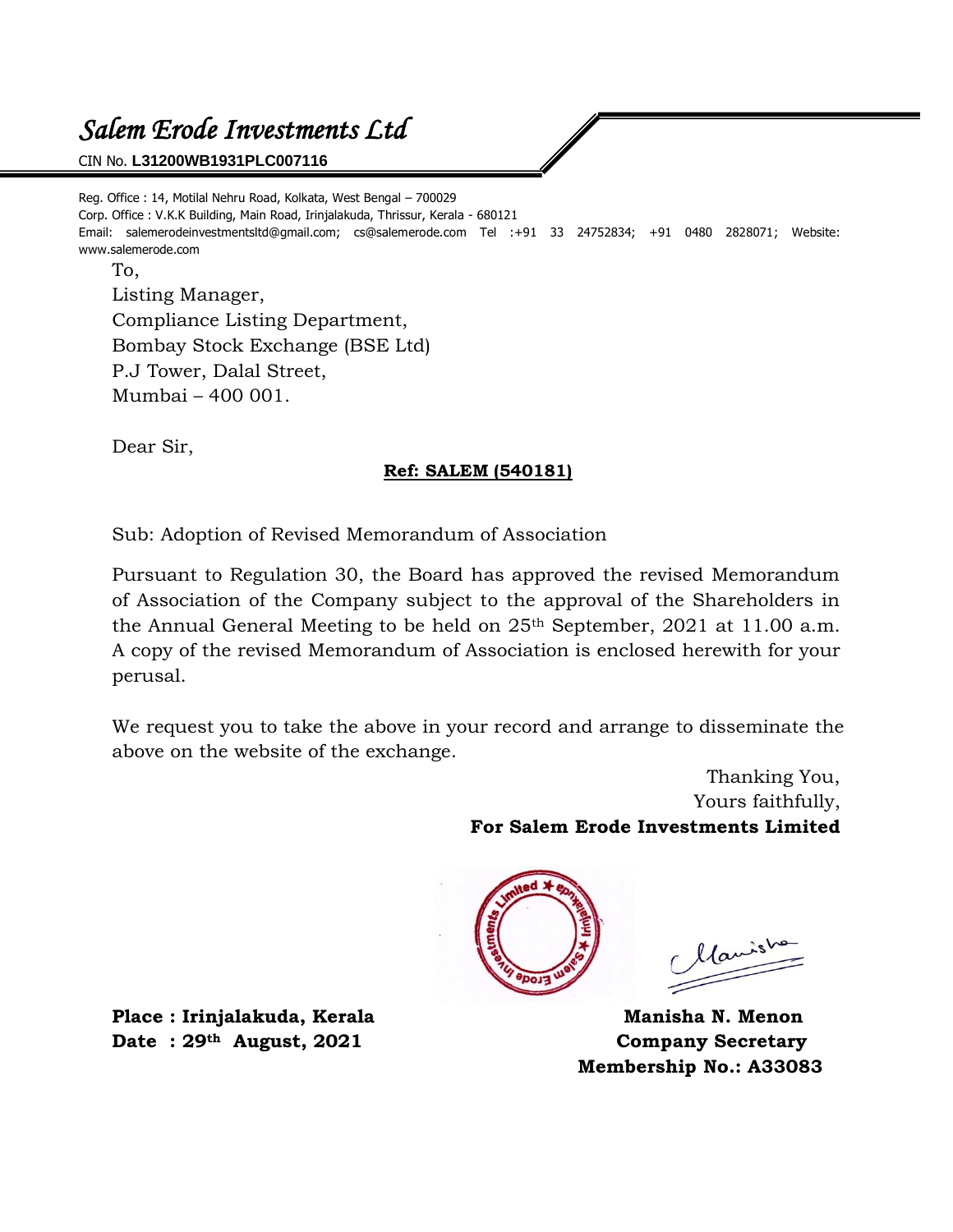# *Salem Erode Investments Ltd*

CIN No. **L31200WB1931PLC007116**

Reg. Office : 14, Motilal Nehru Road, Kolkata, West Bengal – 700029
Corp. Office : V.K.K Building, Main Road, Irinjalakuda, Thrissur, Kerala - 680121
Email: salemerodeinvestmentsltd@gmail.com; cs@salemerode.com Tel :+91 33 24752834; +91 0480 2828071; Website: www.salemerode.com

To,
Listing Manager,
Compliance Listing Department,
Bombay Stock Exchange (BSE Ltd)
P.J Tower, Dalal Street,
Mumbai – 400 001.

Dear Sir,

**Ref: SALEM (540181)**

Sub: Adoption of Revised Memorandum of Association

Pursuant to Regulation 30, the Board has approved the revised Memorandum of Association of the Company subject to the approval of the Shareholders in the Annual General Meeting to be held on 25th September, 2021 at 11.00 a.m. A copy of the revised Memorandum of Association is enclosed herewith for your perusal.

We request you to take the above in your record and arrange to disseminate the above on the website of the exchange.

Thanking You,
Yours faithfully,
**For Salem Erode Investments Limited**

**Place : Irinjalakuda, Kerala**
**Date : 29th August, 2021**

**Manisha N. Menon**
**Company Secretary**
**Membership No.: A33083**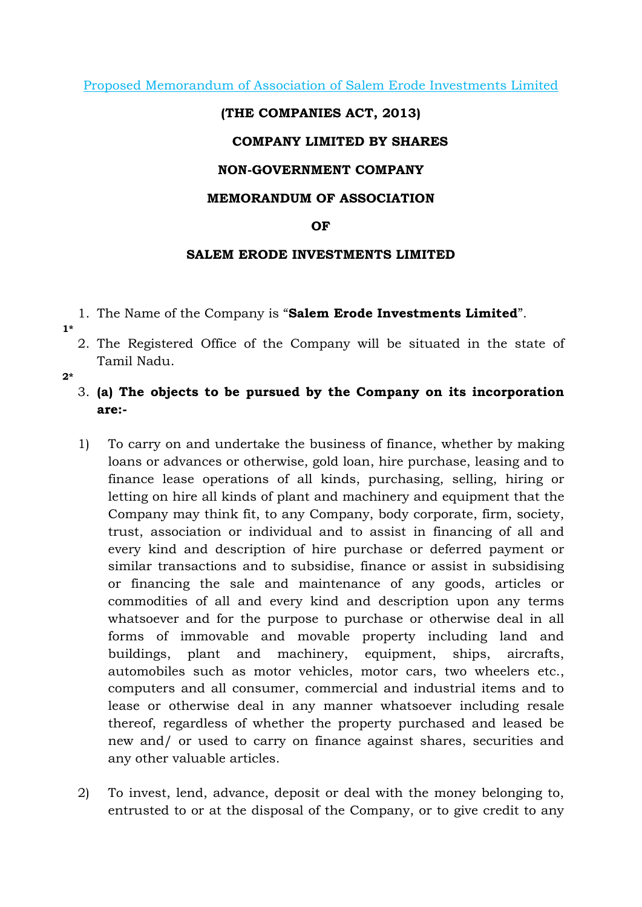Proposed Memorandum of Association of Salem Erode Investments Limited

**(THE COMPANIES ACT, 2013)**

**COMPANY LIMITED BY SHARES**

**NON-GOVERNMENT COMPANY**

**MEMORANDUM OF ASSOCIATION**

**OF**

**SALEM ERODE INVESTMENTS LIMITED**

1. The Name of the Company is "**Salem Erode Investments Limited**".

**1***

2. The Registered Office of the Company will be situated in the state of Tamil Nadu.

**2***

3. **(a) The objects to be pursued by the Company on its incorporation are:-**

1) To carry on and undertake the business of finance, whether by making loans or advances or otherwise, gold loan, hire purchase, leasing and to finance lease operations of all kinds, purchasing, selling, hiring or letting on hire all kinds of plant and machinery and equipment that the Company may think fit, to any Company, body corporate, firm, society, trust, association or individual and to assist in financing of all and every kind and description of hire purchase or deferred payment or similar transactions and to subsidise, finance or assist in subsidising or financing the sale and maintenance of any goods, articles or commodities of all and every kind and description upon any terms whatsoever and for the purpose to purchase or otherwise deal in all forms of immovable and movable property including land and buildings, plant and machinery, equipment, ships, aircrafts, automobiles such as motor vehicles, motor cars, two wheelers etc., computers and all consumer, commercial and industrial items and to lease or otherwise deal in any manner whatsoever including resale thereof, regardless of whether the property purchased and leased be new and/ or used to carry on finance against shares, securities and any other valuable articles.

2) To invest, lend, advance, deposit or deal with the money belonging to, entrusted to or at the disposal of the Company, or to give credit to any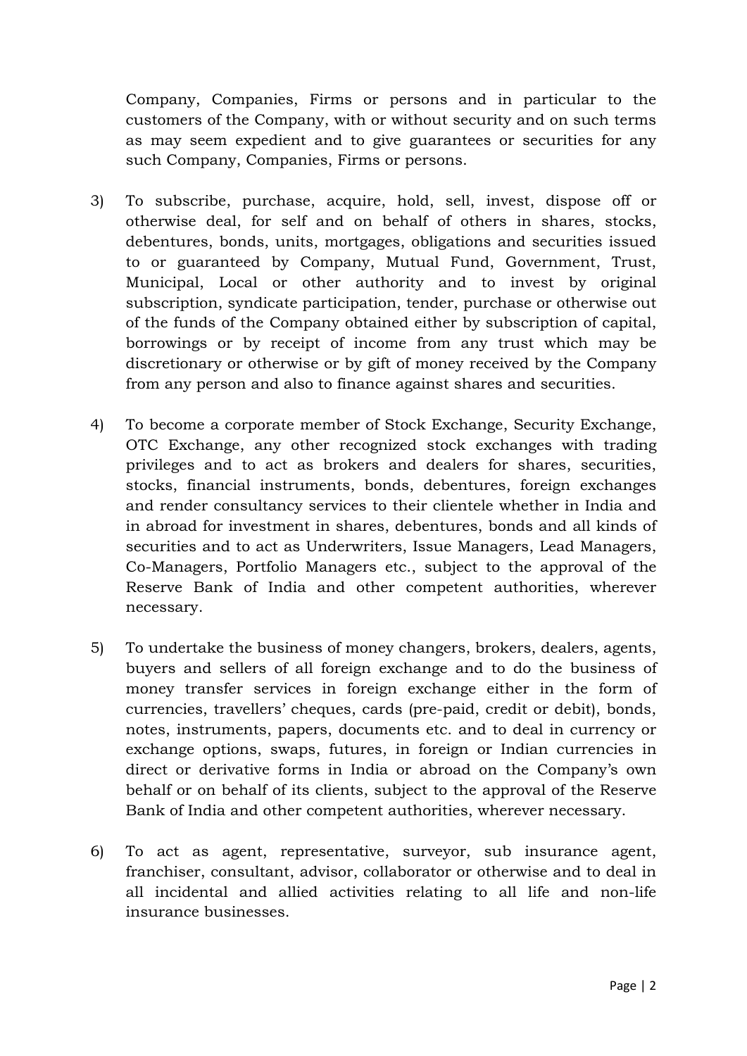Company, Companies, Firms or persons and in particular to the customers of the Company, with or without security and on such terms as may seem expedient and to give guarantees or securities for any such Company, Companies, Firms or persons.

3) To subscribe, purchase, acquire, hold, sell, invest, dispose off or otherwise deal, for self and on behalf of others in shares, stocks, debentures, bonds, units, mortgages, obligations and securities issued to or guaranteed by Company, Mutual Fund, Government, Trust, Municipal, Local or other authority and to invest by original subscription, syndicate participation, tender, purchase or otherwise out of the funds of the Company obtained either by subscription of capital, borrowings or by receipt of income from any trust which may be discretionary or otherwise or by gift of money received by the Company from any person and also to finance against shares and securities.

4) To become a corporate member of Stock Exchange, Security Exchange, OTC Exchange, any other recognized stock exchanges with trading privileges and to act as brokers and dealers for shares, securities, stocks, financial instruments, bonds, debentures, foreign exchanges and render consultancy services to their clientele whether in India and in abroad for investment in shares, debentures, bonds and all kinds of securities and to act as Underwriters, Issue Managers, Lead Managers, Co-Managers, Portfolio Managers etc., subject to the approval of the Reserve Bank of India and other competent authorities, wherever necessary.

5) To undertake the business of money changers, brokers, dealers, agents, buyers and sellers of all foreign exchange and to do the business of money transfer services in foreign exchange either in the form of currencies, travellers' cheques, cards (pre-paid, credit or debit), bonds, notes, instruments, papers, documents etc. and to deal in currency or exchange options, swaps, futures, in foreign or Indian currencies in direct or derivative forms in India or abroad on the Company's own behalf or on behalf of its clients, subject to the approval of the Reserve Bank of India and other competent authorities, wherever necessary.

6) To act as agent, representative, surveyor, sub insurance agent, franchiser, consultant, advisor, collaborator or otherwise and to deal in all incidental and allied activities relating to all life and non-life insurance businesses.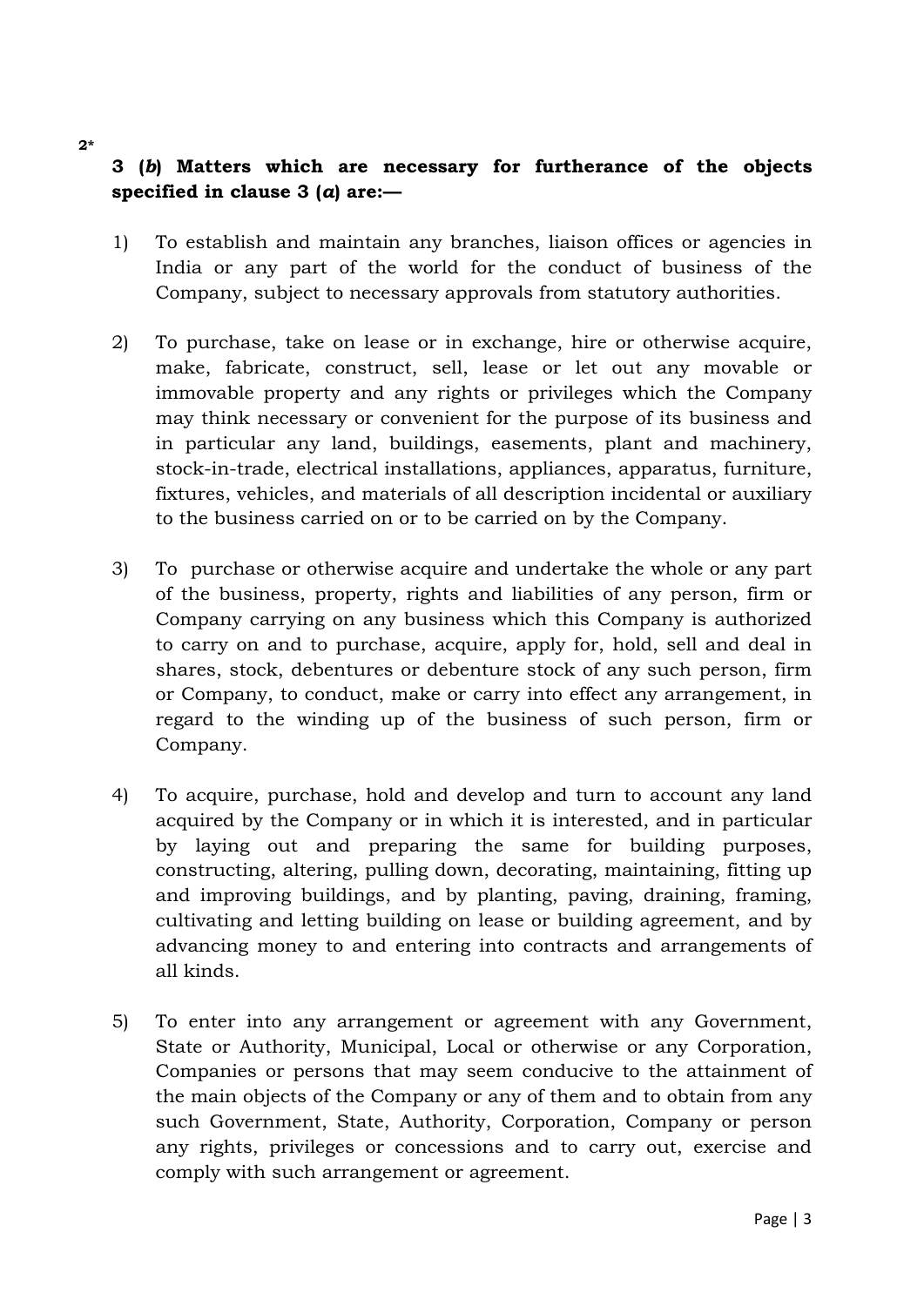2*

**3 (*b*) Matters which are necessary for furtherance of the objects specified in clause 3 (*a*) are:—**

1) To establish and maintain any branches, liaison offices or agencies in India or any part of the world for the conduct of business of the Company, subject to necessary approvals from statutory authorities.

2) To purchase, take on lease or in exchange, hire or otherwise acquire, make, fabricate, construct, sell, lease or let out any movable or immovable property and any rights or privileges which the Company may think necessary or convenient for the purpose of its business and in particular any land, buildings, easements, plant and machinery, stock-in-trade, electrical installations, appliances, apparatus, furniture, fixtures, vehicles, and materials of all description incidental or auxiliary to the business carried on or to be carried on by the Company.

3) To purchase or otherwise acquire and undertake the whole or any part of the business, property, rights and liabilities of any person, firm or Company carrying on any business which this Company is authorized to carry on and to purchase, acquire, apply for, hold, sell and deal in shares, stock, debentures or debenture stock of any such person, firm or Company, to conduct, make or carry into effect any arrangement, in regard to the winding up of the business of such person, firm or Company.

4) To acquire, purchase, hold and develop and turn to account any land acquired by the Company or in which it is interested, and in particular by laying out and preparing the same for building purposes, constructing, altering, pulling down, decorating, maintaining, fitting up and improving buildings, and by planting, paving, draining, framing, cultivating and letting building on lease or building agreement, and by advancing money to and entering into contracts and arrangements of all kinds.

5) To enter into any arrangement or agreement with any Government, State or Authority, Municipal, Local or otherwise or any Corporation, Companies or persons that may seem conducive to the attainment of the main objects of the Company or any of them and to obtain from any such Government, State, Authority, Corporation, Company or person any rights, privileges or concessions and to carry out, exercise and comply with such arrangement or agreement.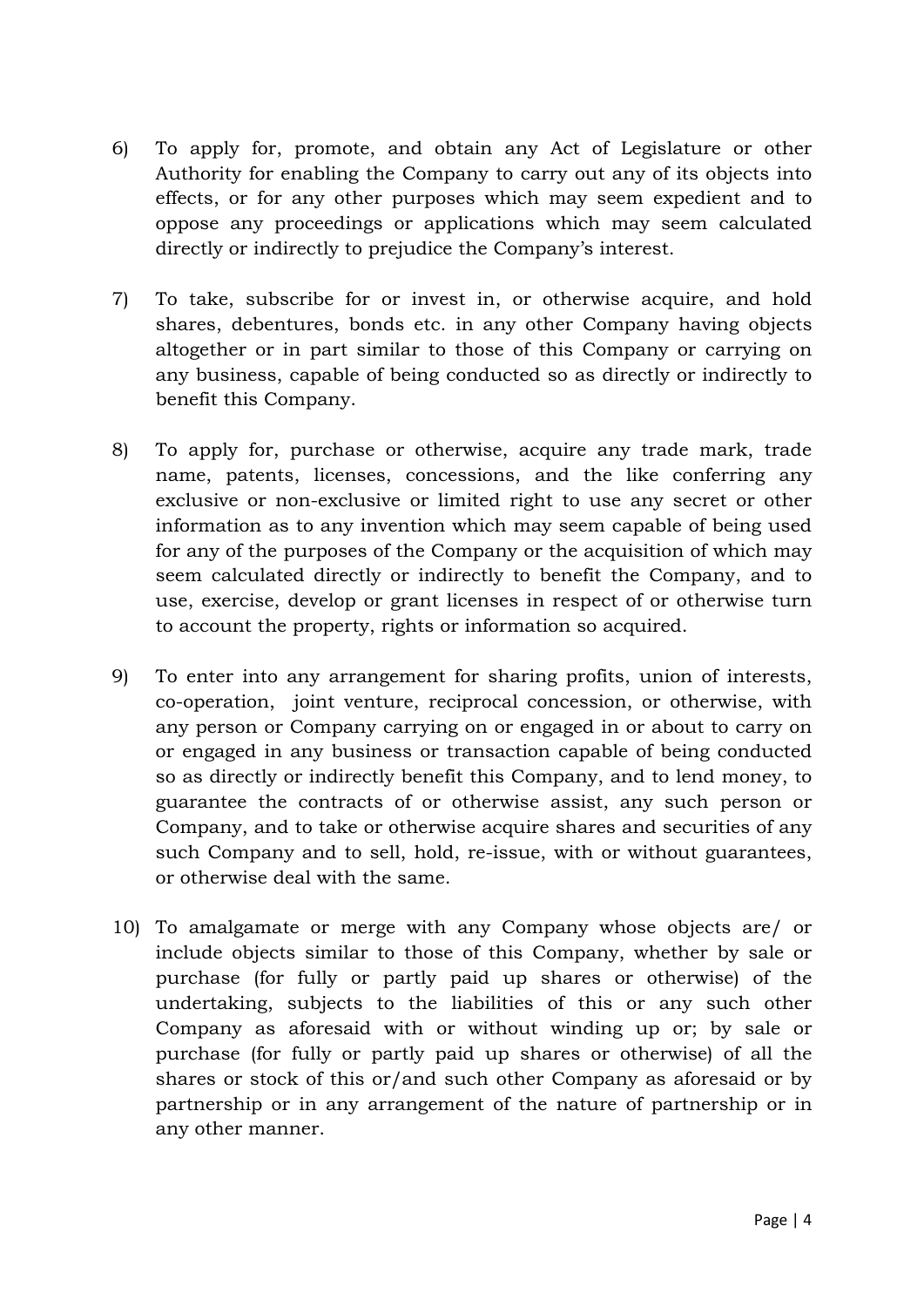6) To apply for, promote, and obtain any Act of Legislature or other Authority for enabling the Company to carry out any of its objects into effects, or for any other purposes which may seem expedient and to oppose any proceedings or applications which may seem calculated directly or indirectly to prejudice the Company's interest.

7) To take, subscribe for or invest in, or otherwise acquire, and hold shares, debentures, bonds etc. in any other Company having objects altogether or in part similar to those of this Company or carrying on any business, capable of being conducted so as directly or indirectly to benefit this Company.

8) To apply for, purchase or otherwise, acquire any trade mark, trade name, patents, licenses, concessions, and the like conferring any exclusive or non-exclusive or limited right to use any secret or other information as to any invention which may seem capable of being used for any of the purposes of the Company or the acquisition of which may seem calculated directly or indirectly to benefit the Company, and to use, exercise, develop or grant licenses in respect of or otherwise turn to account the property, rights or information so acquired.

9) To enter into any arrangement for sharing profits, union of interests, co-operation, joint venture, reciprocal concession, or otherwise, with any person or Company carrying on or engaged in or about to carry on or engaged in any business or transaction capable of being conducted so as directly or indirectly benefit this Company, and to lend money, to guarantee the contracts of or otherwise assist, any such person or Company, and to take or otherwise acquire shares and securities of any such Company and to sell, hold, re-issue, with or without guarantees, or otherwise deal with the same.

10) To amalgamate or merge with any Company whose objects are/ or include objects similar to those of this Company, whether by sale or purchase (for fully or partly paid up shares or otherwise) of the undertaking, subjects to the liabilities of this or any such other Company as aforesaid with or without winding up or; by sale or purchase (for fully or partly paid up shares or otherwise) of all the shares or stock of this or/and such other Company as aforesaid or by partnership or in any arrangement of the nature of partnership or in any other manner.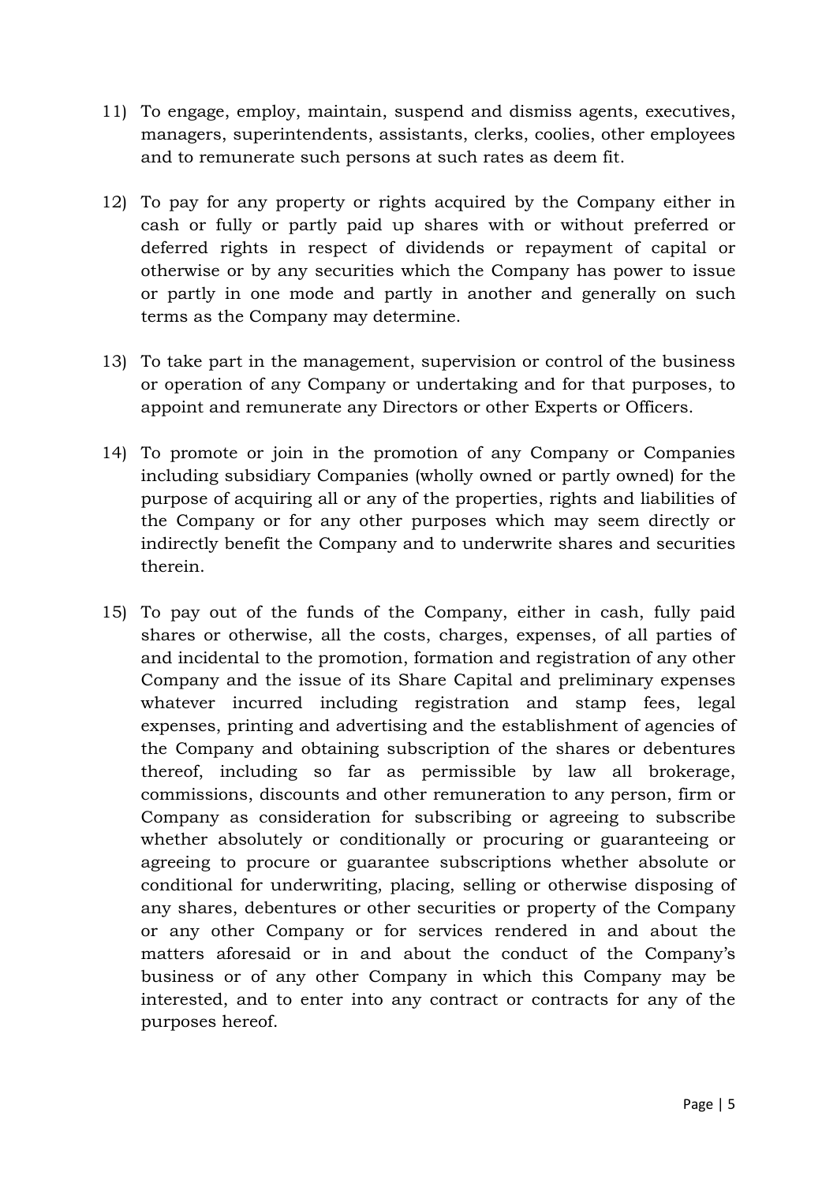11) To engage, employ, maintain, suspend and dismiss agents, executives, managers, superintendents, assistants, clerks, coolies, other employees and to remunerate such persons at such rates as deem fit.

12) To pay for any property or rights acquired by the Company either in cash or fully or partly paid up shares with or without preferred or deferred rights in respect of dividends or repayment of capital or otherwise or by any securities which the Company has power to issue or partly in one mode and partly in another and generally on such terms as the Company may determine.

13) To take part in the management, supervision or control of the business or operation of any Company or undertaking and for that purposes, to appoint and remunerate any Directors or other Experts or Officers.

14) To promote or join in the promotion of any Company or Companies including subsidiary Companies (wholly owned or partly owned) for the purpose of acquiring all or any of the properties, rights and liabilities of the Company or for any other purposes which may seem directly or indirectly benefit the Company and to underwrite shares and securities therein.

15) To pay out of the funds of the Company, either in cash, fully paid shares or otherwise, all the costs, charges, expenses, of all parties of and incidental to the promotion, formation and registration of any other Company and the issue of its Share Capital and preliminary expenses whatever incurred including registration and stamp fees, legal expenses, printing and advertising and the establishment of agencies of the Company and obtaining subscription of the shares or debentures thereof, including so far as permissible by law all brokerage, commissions, discounts and other remuneration to any person, firm or Company as consideration for subscribing or agreeing to subscribe whether absolutely or conditionally or procuring or guaranteeing or agreeing to procure or guarantee subscriptions whether absolute or conditional for underwriting, placing, selling or otherwise disposing of any shares, debentures or other securities or property of the Company or any other Company or for services rendered in and about the matters aforesaid or in and about the conduct of the Company's business or of any other Company in which this Company may be interested, and to enter into any contract or contracts for any of the purposes hereof.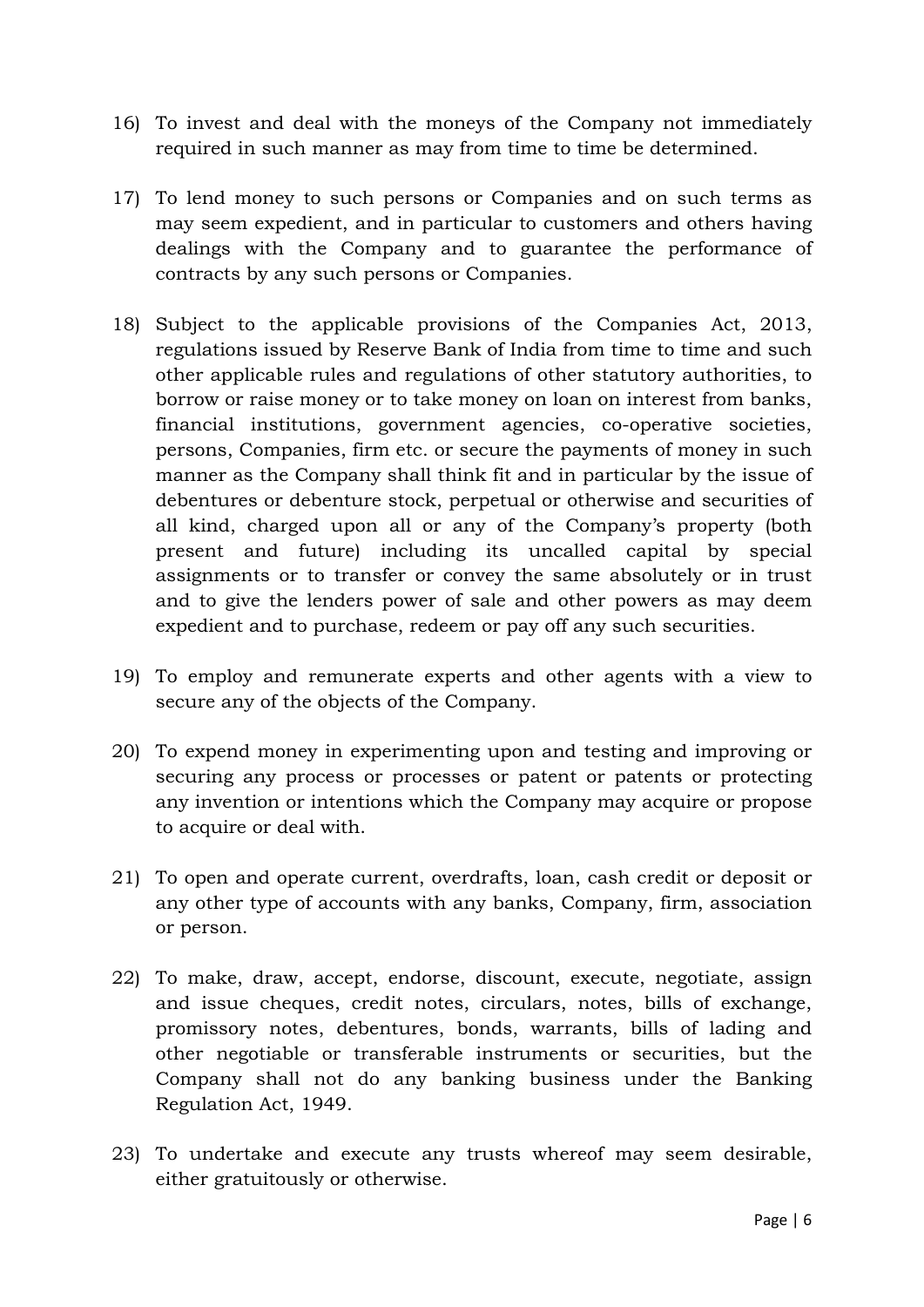16) To invest and deal with the moneys of the Company not immediately required in such manner as may from time to time be determined.

17) To lend money to such persons or Companies and on such terms as may seem expedient, and in particular to customers and others having dealings with the Company and to guarantee the performance of contracts by any such persons or Companies.

18) Subject to the applicable provisions of the Companies Act, 2013, regulations issued by Reserve Bank of India from time to time and such other applicable rules and regulations of other statutory authorities, to borrow or raise money or to take money on loan on interest from banks, financial institutions, government agencies, co-operative societies, persons, Companies, firm etc. or secure the payments of money in such manner as the Company shall think fit and in particular by the issue of debentures or debenture stock, perpetual or otherwise and securities of all kind, charged upon all or any of the Company's property (both present and future) including its uncalled capital by special assignments or to transfer or convey the same absolutely or in trust and to give the lenders power of sale and other powers as may deem expedient and to purchase, redeem or pay off any such securities.

19) To employ and remunerate experts and other agents with a view to secure any of the objects of the Company.

20) To expend money in experimenting upon and testing and improving or securing any process or processes or patent or patents or protecting any invention or intentions which the Company may acquire or propose to acquire or deal with.

21) To open and operate current, overdrafts, loan, cash credit or deposit or any other type of accounts with any banks, Company, firm, association or person.

22) To make, draw, accept, endorse, discount, execute, negotiate, assign and issue cheques, credit notes, circulars, notes, bills of exchange, promissory notes, debentures, bonds, warrants, bills of lading and other negotiable or transferable instruments or securities, but the Company shall not do any banking business under the Banking Regulation Act, 1949.

23) To undertake and execute any trusts whereof may seem desirable, either gratuitously or otherwise.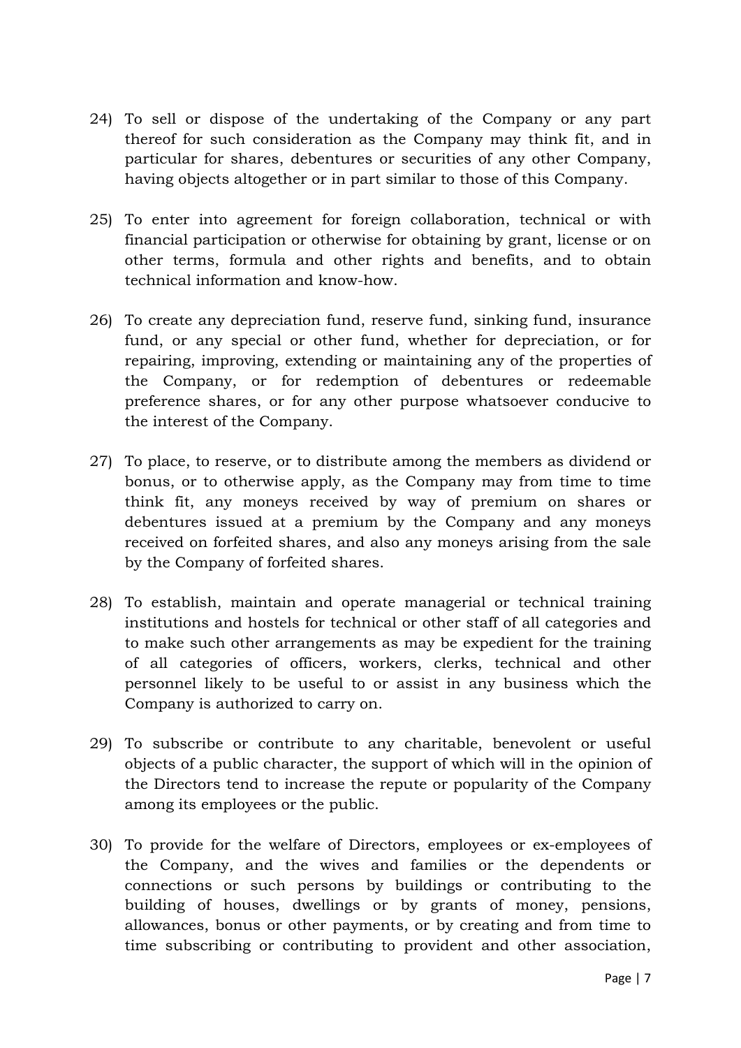24) To sell or dispose of the undertaking of the Company or any part thereof for such consideration as the Company may think fit, and in particular for shares, debentures or securities of any other Company, having objects altogether or in part similar to those of this Company.

25) To enter into agreement for foreign collaboration, technical or with financial participation or otherwise for obtaining by grant, license or on other terms, formula and other rights and benefits, and to obtain technical information and know-how.

26) To create any depreciation fund, reserve fund, sinking fund, insurance fund, or any special or other fund, whether for depreciation, or for repairing, improving, extending or maintaining any of the properties of the Company, or for redemption of debentures or redeemable preference shares, or for any other purpose whatsoever conducive to the interest of the Company.

27) To place, to reserve, or to distribute among the members as dividend or bonus, or to otherwise apply, as the Company may from time to time think fit, any moneys received by way of premium on shares or debentures issued at a premium by the Company and any moneys received on forfeited shares, and also any moneys arising from the sale by the Company of forfeited shares.

28) To establish, maintain and operate managerial or technical training institutions and hostels for technical or other staff of all categories and to make such other arrangements as may be expedient for the training of all categories of officers, workers, clerks, technical and other personnel likely to be useful to or assist in any business which the Company is authorized to carry on.

29) To subscribe or contribute to any charitable, benevolent or useful objects of a public character, the support of which will in the opinion of the Directors tend to increase the repute or popularity of the Company among its employees or the public.

30) To provide for the welfare of Directors, employees or ex-employees of the Company, and the wives and families or the dependents or connections or such persons by buildings or contributing to the building of houses, dwellings or by grants of money, pensions, allowances, bonus or other payments, or by creating and from time to time subscribing or contributing to provident and other association,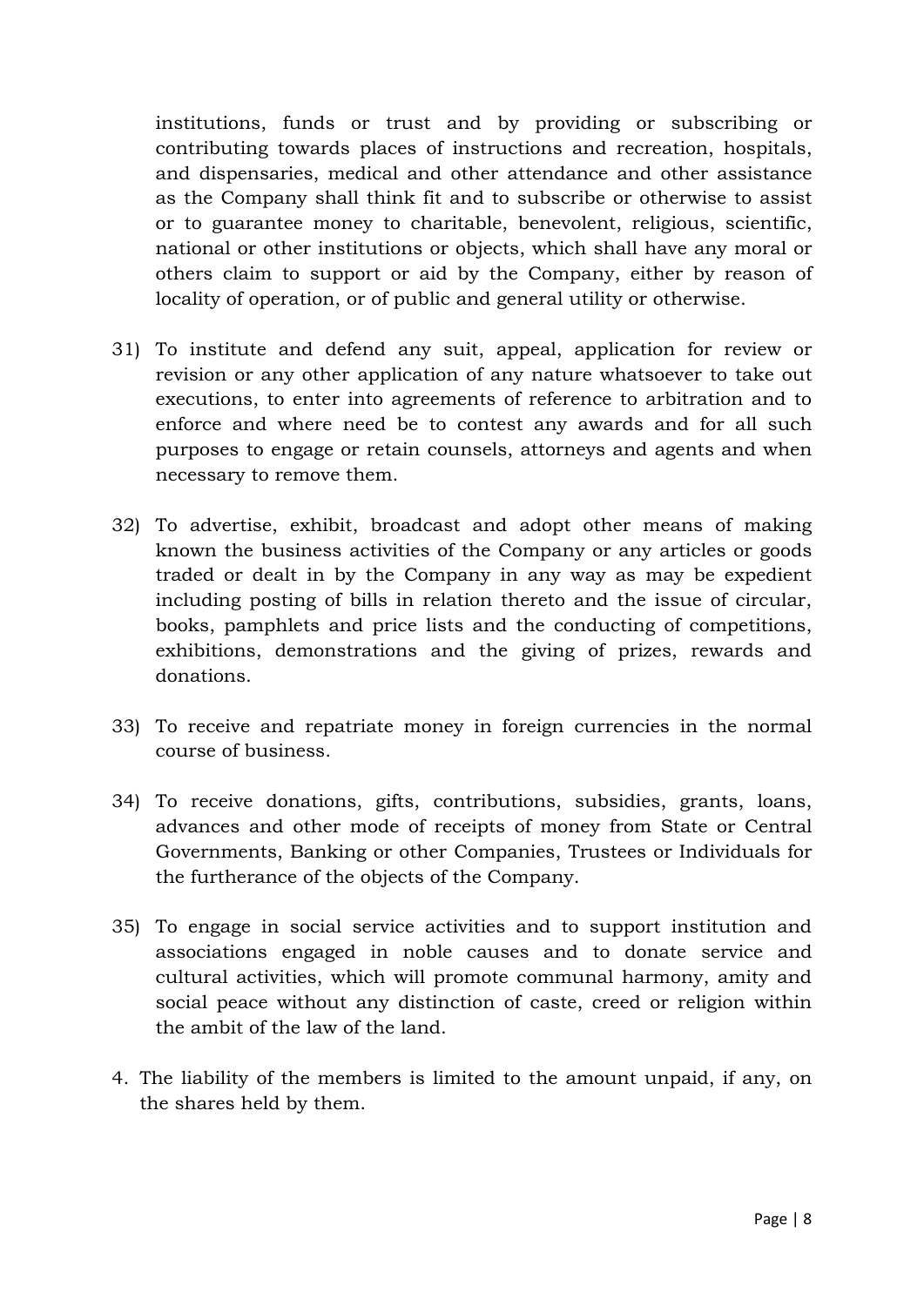institutions, funds or trust and by providing or subscribing or contributing towards places of instructions and recreation, hospitals, and dispensaries, medical and other attendance and other assistance as the Company shall think fit and to subscribe or otherwise to assist or to guarantee money to charitable, benevolent, religious, scientific, national or other institutions or objects, which shall have any moral or others claim to support or aid by the Company, either by reason of locality of operation, or of public and general utility or otherwise.

31) To institute and defend any suit, appeal, application for review or revision or any other application of any nature whatsoever to take out executions, to enter into agreements of reference to arbitration and to enforce and where need be to contest any awards and for all such purposes to engage or retain counsels, attorneys and agents and when necessary to remove them.

32) To advertise, exhibit, broadcast and adopt other means of making known the business activities of the Company or any articles or goods traded or dealt in by the Company in any way as may be expedient including posting of bills in relation thereto and the issue of circular, books, pamphlets and price lists and the conducting of competitions, exhibitions, demonstrations and the giving of prizes, rewards and donations.

33) To receive and repatriate money in foreign currencies in the normal course of business.

34) To receive donations, gifts, contributions, subsidies, grants, loans, advances and other mode of receipts of money from State or Central Governments, Banking or other Companies, Trustees or Individuals for the furtherance of the objects of the Company.

35) To engage in social service activities and to support institution and associations engaged in noble causes and to donate service and cultural activities, which will promote communal harmony, amity and social peace without any distinction of caste, creed or religion within the ambit of the law of the land.

4. The liability of the members is limited to the amount unpaid, if any, on the shares held by them.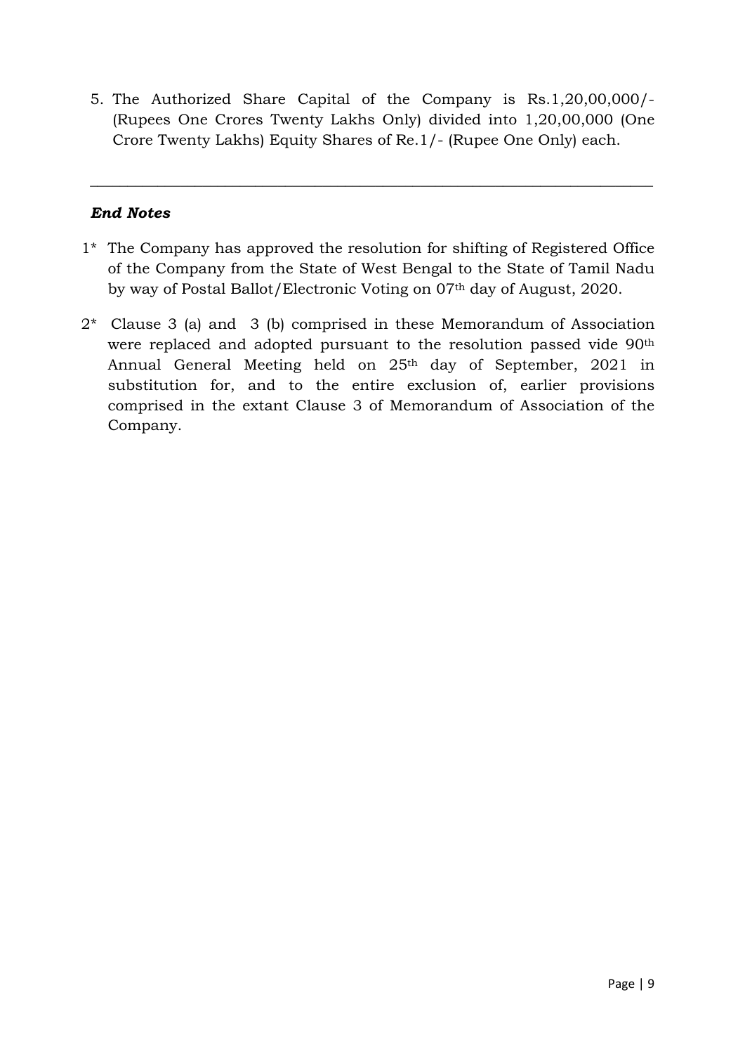5. The Authorized Share Capital of the Company is Rs.1,20,00,000/- (Rupees One Crores Twenty Lakhs Only) divided into 1,20,00,000 (One Crore Twenty Lakhs) Equity Shares of Re.1/- (Rupee One Only) each.

---

***End Notes***

1* The Company has approved the resolution for shifting of Registered Office of the Company from the State of West Bengal to the State of Tamil Nadu by way of Postal Ballot/Electronic Voting on 07th day of August, 2020.

2* Clause 3 (a) and 3 (b) comprised in these Memorandum of Association were replaced and adopted pursuant to the resolution passed vide 90th Annual General Meeting held on 25th day of September, 2021 in substitution for, and to the entire exclusion of, earlier provisions comprised in the extant Clause 3 of Memorandum of Association of the Company.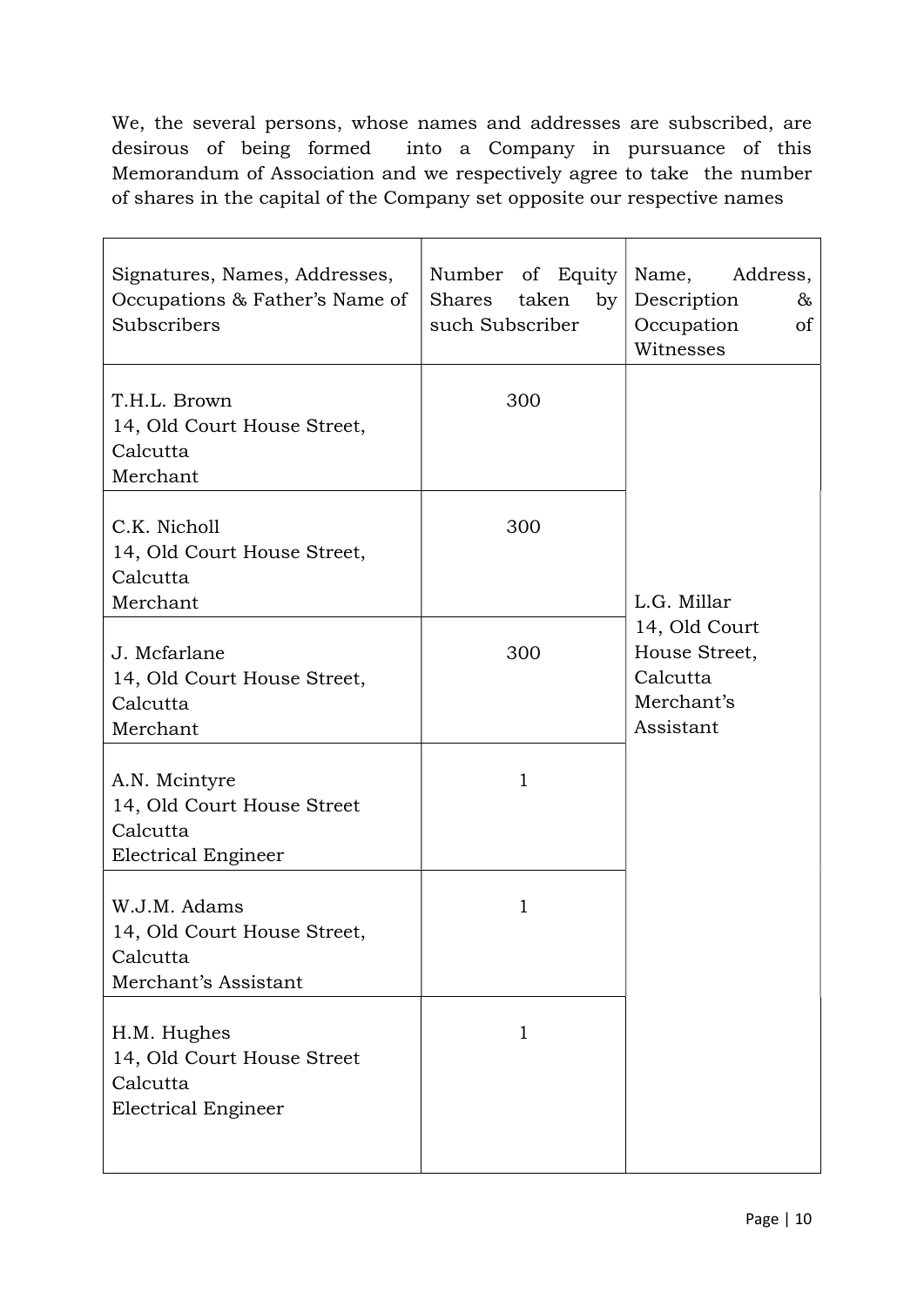We, the several persons, whose names and addresses are subscribed, are desirous of being formed into a Company in pursuance of this Memorandum of Association and we respectively agree to take the number of shares in the capital of the Company set opposite our respective names

| Signatures, Names, Addresses, Occupations & Father's Name of Subscribers | Number of Equity Shares taken by such Subscriber | Name, Address, Description & Occupation of Witnesses |
|---|---|---|
| T.H.L. Brown<br>14, Old Court House Street,<br>Calcutta<br>Merchant | 300 | L.G. Millar<br>14, Old Court House Street,<br>Calcutta<br>Merchant's Assistant |
| C.K. Nicholl<br>14, Old Court House Street,<br>Calcutta<br>Merchant | 300 | |
| J. Mcfarlane<br>14, Old Court House Street,<br>Calcutta<br>Merchant | 300 | |
| A.N. Mcintyre<br>14, Old Court House Street<br>Calcutta<br>Electrical Engineer | 1 | |
| W.J.M. Adams<br>14, Old Court House Street,<br>Calcutta<br>Merchant's Assistant | 1 | |
| H.M. Hughes<br>14, Old Court House Street<br>Calcutta<br>Electrical Engineer | 1 | |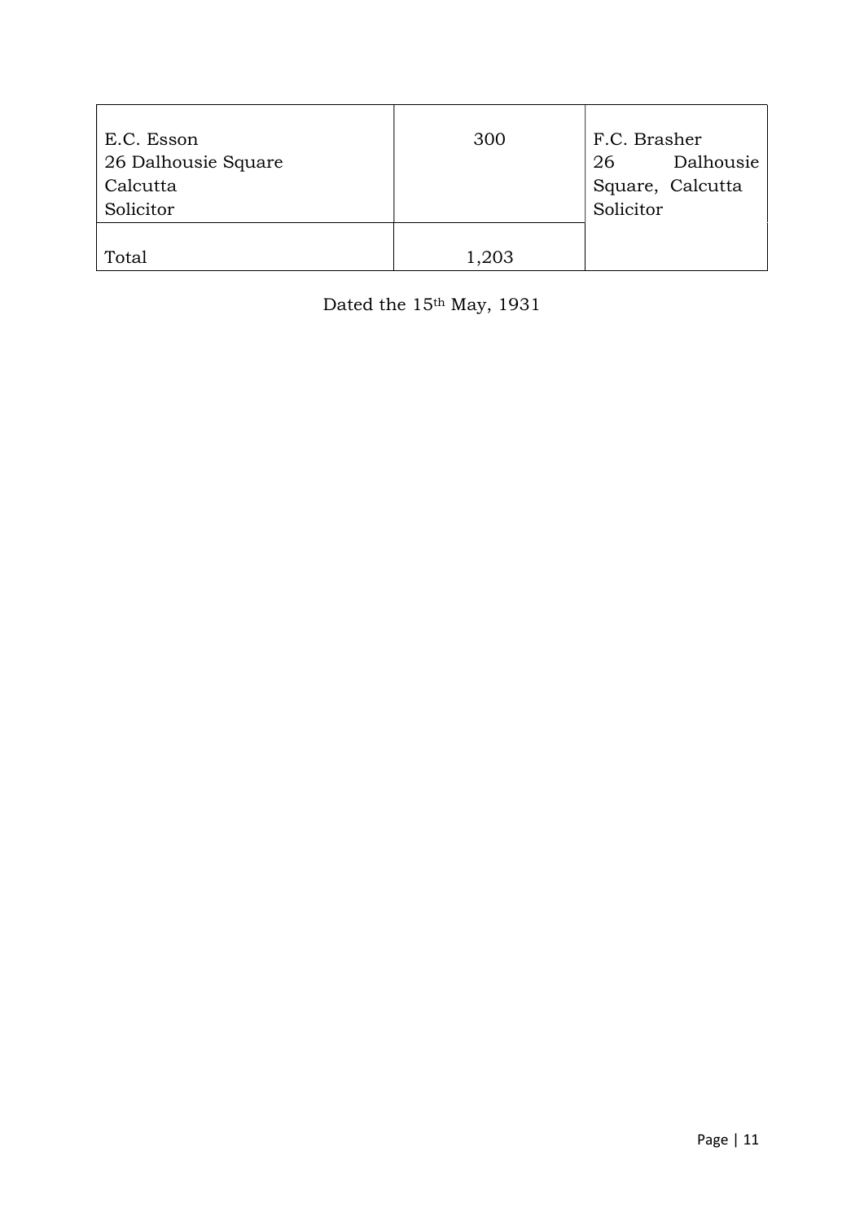| | | |
|---|---|---|
| E.C. Esson<br>26 Dalhousie Square<br>Calcutta<br>Solicitor | 300 | F.C. Brasher<br>26 Dalhousie Square, Calcutta<br>Solicitor |
| Total | 1,203 | |

Dated the 15th May, 1931